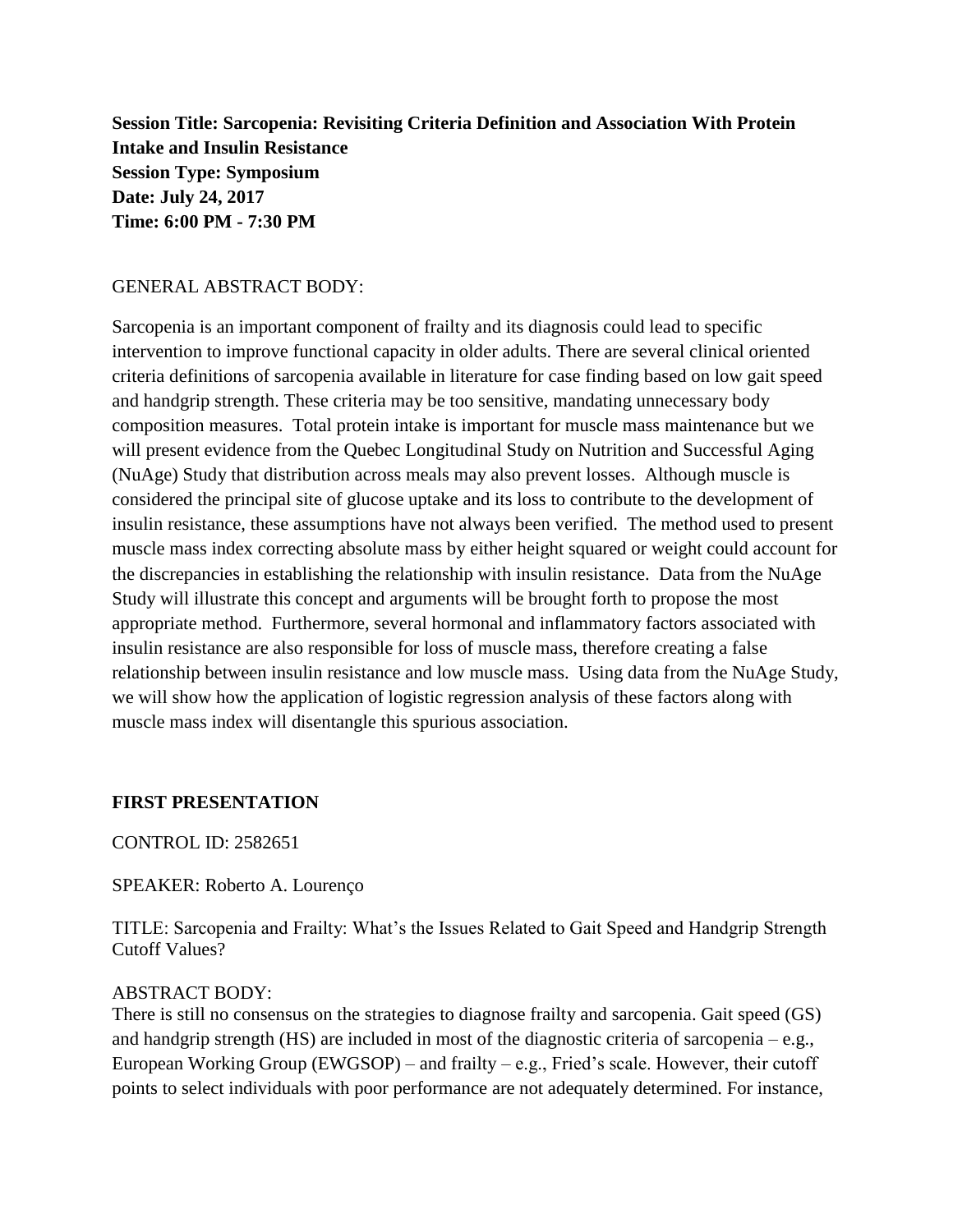**Session Title: Sarcopenia: Revisiting Criteria Definition and Association With Protein Intake and Insulin Resistance**
**Session Type: Symposium**
**Date: July 24, 2017**
**Time: 6:00 PM - 7:30 PM**

GENERAL ABSTRACT BODY:

Sarcopenia is an important component of frailty and its diagnosis could lead to specific intervention to improve functional capacity in older adults. There are several clinical oriented criteria definitions of sarcopenia available in literature for case finding based on low gait speed and handgrip strength. These criteria may be too sensitive, mandating unnecessary body composition measures. Total protein intake is important for muscle mass maintenance but we will present evidence from the Quebec Longitudinal Study on Nutrition and Successful Aging (NuAge) Study that distribution across meals may also prevent losses. Although muscle is considered the principal site of glucose uptake and its loss to contribute to the development of insulin resistance, these assumptions have not always been verified. The method used to present muscle mass index correcting absolute mass by either height squared or weight could account for the discrepancies in establishing the relationship with insulin resistance. Data from the NuAge Study will illustrate this concept and arguments will be brought forth to propose the most appropriate method. Furthermore, several hormonal and inflammatory factors associated with insulin resistance are also responsible for loss of muscle mass, therefore creating a false relationship between insulin resistance and low muscle mass. Using data from the NuAge Study, we will show how the application of logistic regression analysis of these factors along with muscle mass index will disentangle this spurious association.

**FIRST PRESENTATION**

CONTROL ID: 2582651

SPEAKER: Roberto A. Lourenço

TITLE: Sarcopenia and Frailty: What's the Issues Related to Gait Speed and Handgrip Strength Cutoff Values?

ABSTRACT BODY:
There is still no consensus on the strategies to diagnose frailty and sarcopenia. Gait speed (GS) and handgrip strength (HS) are included in most of the diagnostic criteria of sarcopenia – e.g., European Working Group (EWGSOP) – and frailty – e.g., Fried's scale. However, their cutoff points to select individuals with poor performance are not adequately determined. For instance,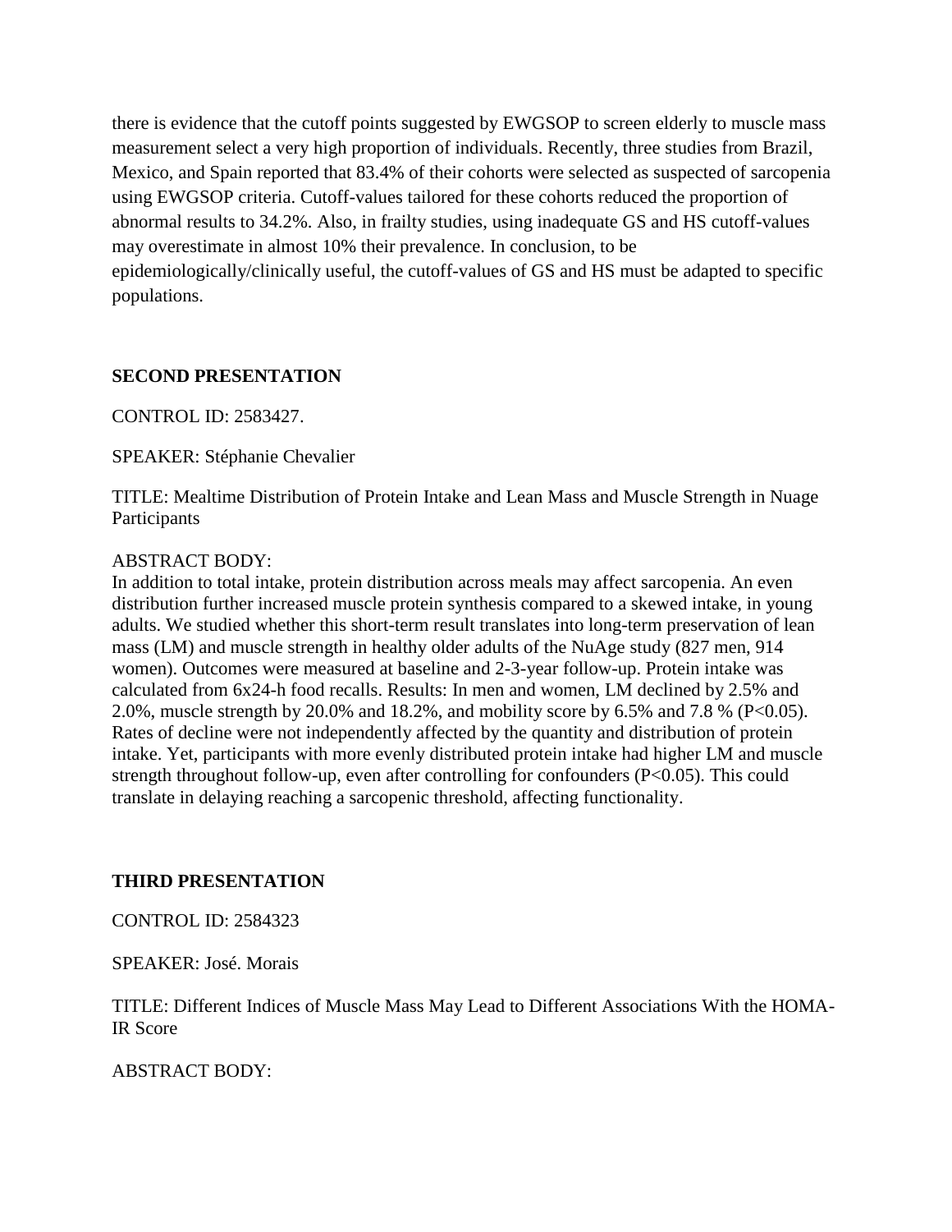there is evidence that the cutoff points suggested by EWGSOP to screen elderly to muscle mass measurement select a very high proportion of individuals. Recently, three studies from Brazil, Mexico, and Spain reported that 83.4% of their cohorts were selected as suspected of sarcopenia using EWGSOP criteria. Cutoff-values tailored for these cohorts reduced the proportion of abnormal results to 34.2%. Also, in frailty studies, using inadequate GS and HS cutoff-values may overestimate in almost 10% their prevalence. In conclusion, to be epidemiologically/clinically useful, the cutoff-values of GS and HS must be adapted to specific populations.

**SECOND PRESENTATION**

CONTROL ID: 2583427.

SPEAKER: Stéphanie Chevalier

TITLE: Mealtime Distribution of Protein Intake and Lean Mass and Muscle Strength in Nuage Participants

ABSTRACT BODY:
In addition to total intake, protein distribution across meals may affect sarcopenia. An even distribution further increased muscle protein synthesis compared to a skewed intake, in young adults. We studied whether this short-term result translates into long-term preservation of lean mass (LM) and muscle strength in healthy older adults of the NuAge study (827 men, 914 women). Outcomes were measured at baseline and 2-3-year follow-up. Protein intake was calculated from 6x24-h food recalls. Results: In men and women, LM declined by 2.5% and 2.0%, muscle strength by 20.0% and 18.2%, and mobility score by 6.5% and 7.8 % ($P<0.05$). Rates of decline were not independently affected by the quantity and distribution of protein intake. Yet, participants with more evenly distributed protein intake had higher LM and muscle strength throughout follow-up, even after controlling for confounders ($P<0.05$). This could translate in delaying reaching a sarcopenic threshold, affecting functionality.

**THIRD PRESENTATION**

CONTROL ID: 2584323

SPEAKER: José. Morais

TITLE: Different Indices of Muscle Mass May Lead to Different Associations With the HOMA-IR Score

ABSTRACT BODY: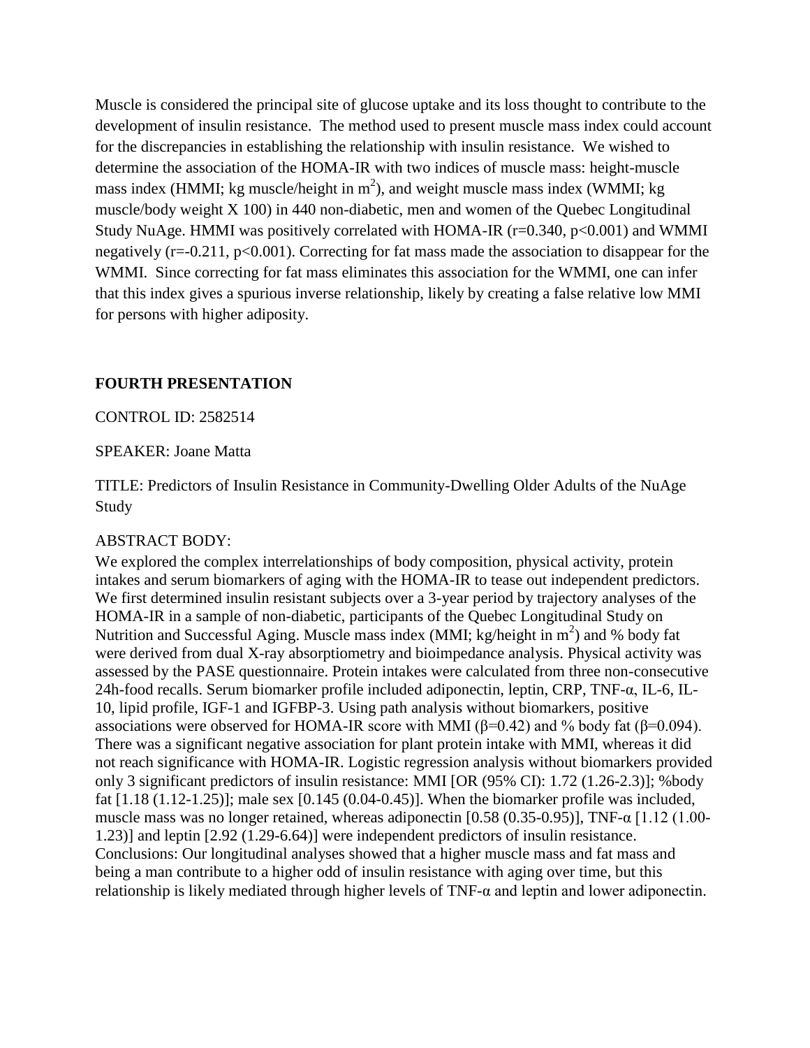Muscle is considered the principal site of glucose uptake and its loss thought to contribute to the development of insulin resistance. The method used to present muscle mass index could account for the discrepancies in establishing the relationship with insulin resistance. We wished to determine the association of the HOMA-IR with two indices of muscle mass: height-muscle mass index (HMMI; kg muscle/height in $m^2$), and weight muscle mass index (WMMI; kg muscle/body weight X 100) in 440 non-diabetic, men and women of the Quebec Longitudinal Study NuAge. HMMI was positively correlated with HOMA-IR ($r=0.340$, $p<0.001$) and WMMI negatively ($r=-0.211$, $p<0.001$). Correcting for fat mass made the association to disappear for the WMMI. Since correcting for fat mass eliminates this association for the WMMI, one can infer that this index gives a spurious inverse relationship, likely by creating a false relative low MMI for persons with higher adiposity.

**FOURTH PRESENTATION**

CONTROL ID: 2582514

SPEAKER: Joane Matta

TITLE: Predictors of Insulin Resistance in Community-Dwelling Older Adults of the NuAge Study

ABSTRACT BODY:

We explored the complex interrelationships of body composition, physical activity, protein intakes and serum biomarkers of aging with the HOMA-IR to tease out independent predictors. We first determined insulin resistant subjects over a 3-year period by trajectory analyses of the HOMA-IR in a sample of non-diabetic, participants of the Quebec Longitudinal Study on Nutrition and Successful Aging. Muscle mass index (MMI; kg/height in $m^2$) and % body fat were derived from dual X-ray absorptiometry and bioimpedance analysis. Physical activity was assessed by the PASE questionnaire. Protein intakes were calculated from three non-consecutive 24h-food recalls. Serum biomarker profile included adiponectin, leptin, CRP, TNF-α, IL-6, IL-10, lipid profile, IGF-1 and IGFBP-3. Using path analysis without biomarkers, positive associations were observed for HOMA-IR score with MMI ($\beta=0.42$) and % body fat ($\beta=0.094$). There was a significant negative association for plant protein intake with MMI, whereas it did not reach significance with HOMA-IR. Logistic regression analysis without biomarkers provided only 3 significant predictors of insulin resistance: MMI [OR (95% CI): 1.72 (1.26-2.3)]; %body fat [1.18 (1.12-1.25)]; male sex [0.145 (0.04-0.45)]. When the biomarker profile was included, muscle mass was no longer retained, whereas adiponectin [0.58 (0.35-0.95)], TNF-α [1.12 (1.00-1.23)] and leptin [2.92 (1.29-6.64)] were independent predictors of insulin resistance. Conclusions: Our longitudinal analyses showed that a higher muscle mass and fat mass and being a man contribute to a higher odd of insulin resistance with aging over time, but this relationship is likely mediated through higher levels of TNF-α and leptin and lower adiponectin.